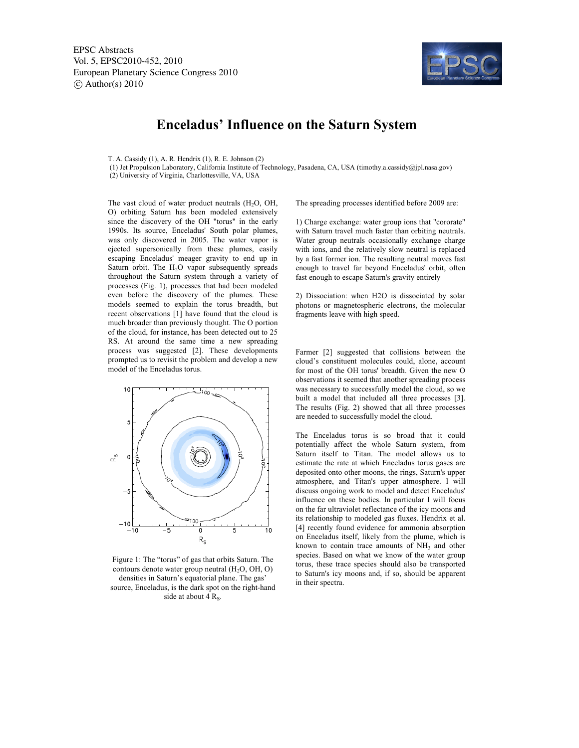EPSC Abstracts
Vol. 5, EPSC2010-452, 2010
European Planetary Science Congress 2010
© Author(s) 2010

# Enceladus' Influence on the Saturn System

T. A. Cassidy (1), A. R. Hendrix (1), R. E. Johnson (2)

(1) Jet Propulsion Laboratory, California Institute of Technology, Pasadena, CA, USA (timothy.a.cassidy@jpl.nasa.gov)
(2) University of Virginia, Charlottesville, VA, USA

The vast cloud of water product neutrals ($H_2O$, OH, O) orbiting Saturn has been modeled extensively since the discovery of the OH "torus" in the early 1990s. Its source, Enceladus' South polar plumes, was only discovered in 2005. The water vapor is ejected supersonically from these plumes, easily escaping Enceladus' meager gravity to end up in Saturn orbit. The $H_2O$ vapor subsequently spreads throughout the Saturn system through a variety of processes (Fig. 1), processes that had been modeled even before the discovery of the plumes. These models seemed to explain the torus breadth, but recent observations [1] have found that the cloud is much broader than previously thought. The O portion of the cloud, for instance, has been detected out to 25 RS. At around the same time a new spreading process was suggested [2]. These developments prompted us to revisit the problem and develop a new model of the Enceladus torus.

Figure 1: The "torus" of gas that orbits Saturn. The contours denote water group neutral ($H_2O$, OH, O) densities in Saturn's equatorial plane. The gas' source, Enceladus, is the dark spot on the right-hand side at about 4 $R_S$.

The spreading processes identified before 2009 are:

1) Charge exchange: water group ions that "corotate" with Saturn travel much faster than orbiting neutrals. Water group neutrals occasionally exchange charge with ions, and the relatively slow neutral is replaced by a fast former ion. The resulting neutral moves fast enough to travel far beyond Enceladus' orbit, often fast enough to escape Saturn's gravity entirely

2) Dissociation: when H2O is dissociated by solar photons or magnetospheric electrons, the molecular fragments leave with high speed.

Farmer [2] suggested that collisions between the cloud's constituent molecules could, alone, account for most of the OH torus' breadth. Given the new O observations it seemed that another spreading process was necessary to successfully model the cloud, so we built a model that included all three processes [3]. The results (Fig. 2) showed that all three processes are needed to successfully model the cloud.

The Enceladus torus is so broad that it could potentially affect the whole Saturn system, from Saturn itself to Titan. The model allows us to estimate the rate at which Enceladus torus gases are deposited onto other moons, the rings, Saturn's upper atmosphere, and Titan's upper atmosphere. I will discuss ongoing work to model and detect Enceladus' influence on these bodies. In particular I will focus on the far ultraviolet reflectance of the icy moons and its relationship to modeled gas fluxes. Hendrix et al. [4] recently found evidence for ammonia absorption on Enceladus itself, likely from the plume, which is known to contain trace amounts of $NH_3$ and other species. Based on what we know of the water group torus, these trace species should also be transported to Saturn's icy moons and, if so, should be apparent in their spectra.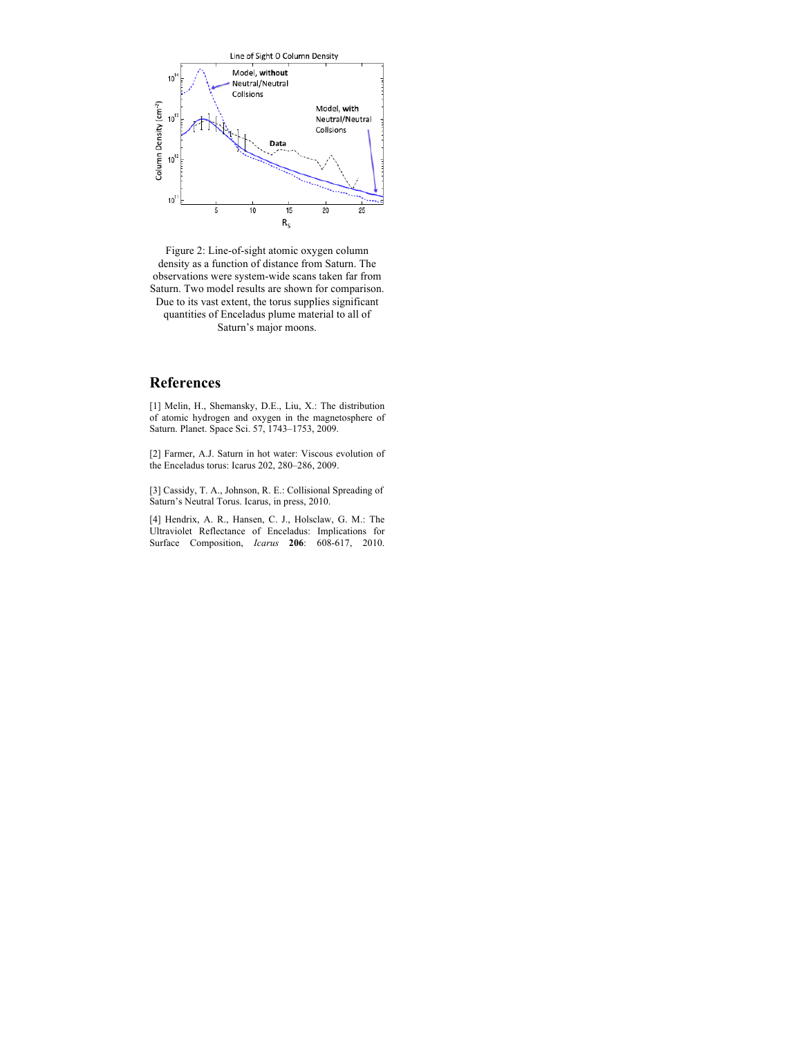Line of Sight O Column Density

Model, **without** Neutral/Neutral Collsions

Model, **with** Neutral/Neutral Collsions

**Data**

Column Density (cm$^{-2}$)

$10^{14}$

$10^{13}$

$10^{12}$

$10^{11}$

5 10 15 20 25

$R_S$

Figure 2: Line-of-sight atomic oxygen column density as a function of distance from Saturn. The observations were system-wide scans taken far from Saturn. Two model results are shown for comparison. Due to its vast extent, the torus supplies significant quantities of Enceladus plume material to all of Saturn's major moons.

## References

[1] Melin, H., Shemansky, D.E., Liu, X.: The distribution of atomic hydrogen and oxygen in the magnetosphere of Saturn. Planet. Space Sci. 57, 1743–1753, 2009.

[2] Farmer, A.J. Saturn in hot water: Viscous evolution of the Enceladus torus: Icarus 202, 280–286, 2009.

[3] Cassidy, T. A., Johnson, R. E.: Collisional Spreading of Saturn's Neutral Torus. Icarus, in press, 2010.

[4] Hendrix, A. R., Hansen, C. J., Holsclaw, G. M.: The Ultraviolet Reflectance of Enceladus: Implications for Surface Composition, *Icarus* **206**: 608-617, 2010.